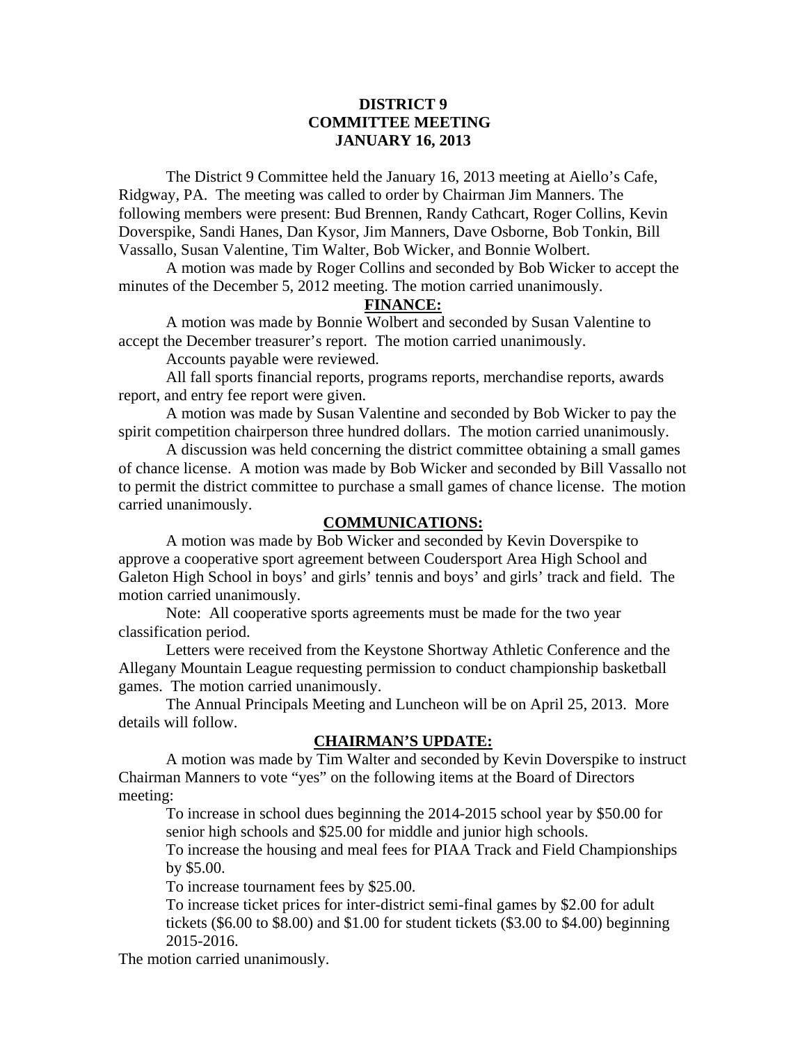# DISTRICT 9
# COMMITTEE MEETING
# JANUARY 16, 2013

The District 9 Committee held the January 16, 2013 meeting at Aiello's Cafe, Ridgway, PA. The meeting was called to order by Chairman Jim Manners. The following members were present: Bud Brennen, Randy Cathcart, Roger Collins, Kevin Doverspike, Sandi Hanes, Dan Kysor, Jim Manners, Dave Osborne, Bob Tonkin, Bill Vassallo, Susan Valentine, Tim Walter, Bob Wicker, and Bonnie Wolbert.

A motion was made by Roger Collins and seconded by Bob Wicker to accept the minutes of the December 5, 2012 meeting. The motion carried unanimously.

## FINANCE:

A motion was made by Bonnie Wolbert and seconded by Susan Valentine to accept the December treasurer's report. The motion carried unanimously.

Accounts payable were reviewed.

All fall sports financial reports, programs reports, merchandise reports, awards report, and entry fee report were given.

A motion was made by Susan Valentine and seconded by Bob Wicker to pay the spirit competition chairperson three hundred dollars. The motion carried unanimously.

A discussion was held concerning the district committee obtaining a small games of chance license. A motion was made by Bob Wicker and seconded by Bill Vassallo not to permit the district committee to purchase a small games of chance license. The motion carried unanimously.

## COMMUNICATIONS:

A motion was made by Bob Wicker and seconded by Kevin Doverspike to approve a cooperative sport agreement between Coudersport Area High School and Galeton High School in boys' and girls' tennis and boys' and girls' track and field. The motion carried unanimously.

Note: All cooperative sports agreements must be made for the two year classification period.

Letters were received from the Keystone Shortway Athletic Conference and the Allegany Mountain League requesting permission to conduct championship basketball games. The motion carried unanimously.

The Annual Principals Meeting and Luncheon will be on April 25, 2013. More details will follow.

## CHAIRMAN'S UPDATE:

A motion was made by Tim Walter and seconded by Kevin Doverspike to instruct Chairman Manners to vote "yes" on the following items at the Board of Directors meeting:

To increase in school dues beginning the 2014-2015 school year by $50.00 for senior high schools and $25.00 for middle and junior high schools.

To increase the housing and meal fees for PIAA Track and Field Championships by $5.00.

To increase tournament fees by $25.00.

To increase ticket prices for inter-district semi-final games by $2.00 for adult tickets ($6.00 to $8.00) and $1.00 for student tickets ($3.00 to $4.00) beginning 2015-2016.

The motion carried unanimously.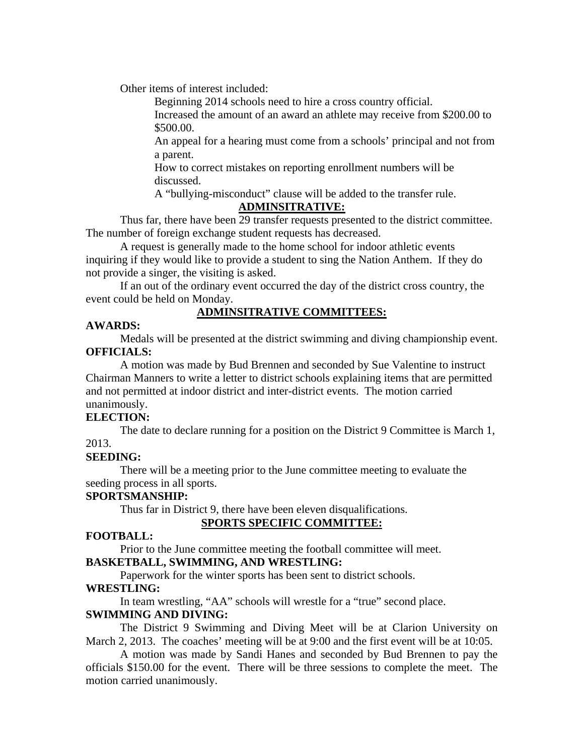Other items of interest included:

Beginning 2014 schools need to hire a cross country official.

Increased the amount of an award an athlete may receive from $200.00 to $500.00.

An appeal for a hearing must come from a schools' principal and not from a parent.

How to correct mistakes on reporting enrollment numbers will be discussed.

A "bullying-misconduct" clause will be added to the transfer rule.

## ADMINSITRATIVE:

Thus far, there have been 29 transfer requests presented to the district committee. The number of foreign exchange student requests has decreased.

A request is generally made to the home school for indoor athletic events inquiring if they would like to provide a student to sing the Nation Anthem. If they do not provide a singer, the visiting is asked.

If an out of the ordinary event occurred the day of the district cross country, the event could be held on Monday.

## ADMINSITRATIVE COMMITTEES:

**AWARDS:**

Medals will be presented at the district swimming and diving championship event.

**OFFICIALS:**

A motion was made by Bud Brennen and seconded by Sue Valentine to instruct Chairman Manners to write a letter to district schools explaining items that are permitted and not permitted at indoor district and inter-district events. The motion carried unanimously.

**ELECTION:**

The date to declare running for a position on the District 9 Committee is March 1, 2013.

**SEEDING:**

There will be a meeting prior to the June committee meeting to evaluate the seeding process in all sports.

**SPORTSMANSHIP:**

Thus far in District 9, there have been eleven disqualifications.

## SPORTS SPECIFIC COMMITTEE:

**FOOTBALL:**

Prior to the June committee meeting the football committee will meet.

**BASKETBALL, SWIMMING, AND WRESTLING:**

Paperwork for the winter sports has been sent to district schools.

**WRESTLING:**

In team wrestling, "AA" schools will wrestle for a "true" second place.

**SWIMMING AND DIVING:**

The District 9 Swimming and Diving Meet will be at Clarion University on March 2, 2013. The coaches' meeting will be at 9:00 and the first event will be at 10:05.

A motion was made by Sandi Hanes and seconded by Bud Brennen to pay the officials $150.00 for the event. There will be three sessions to complete the meet. The motion carried unanimously.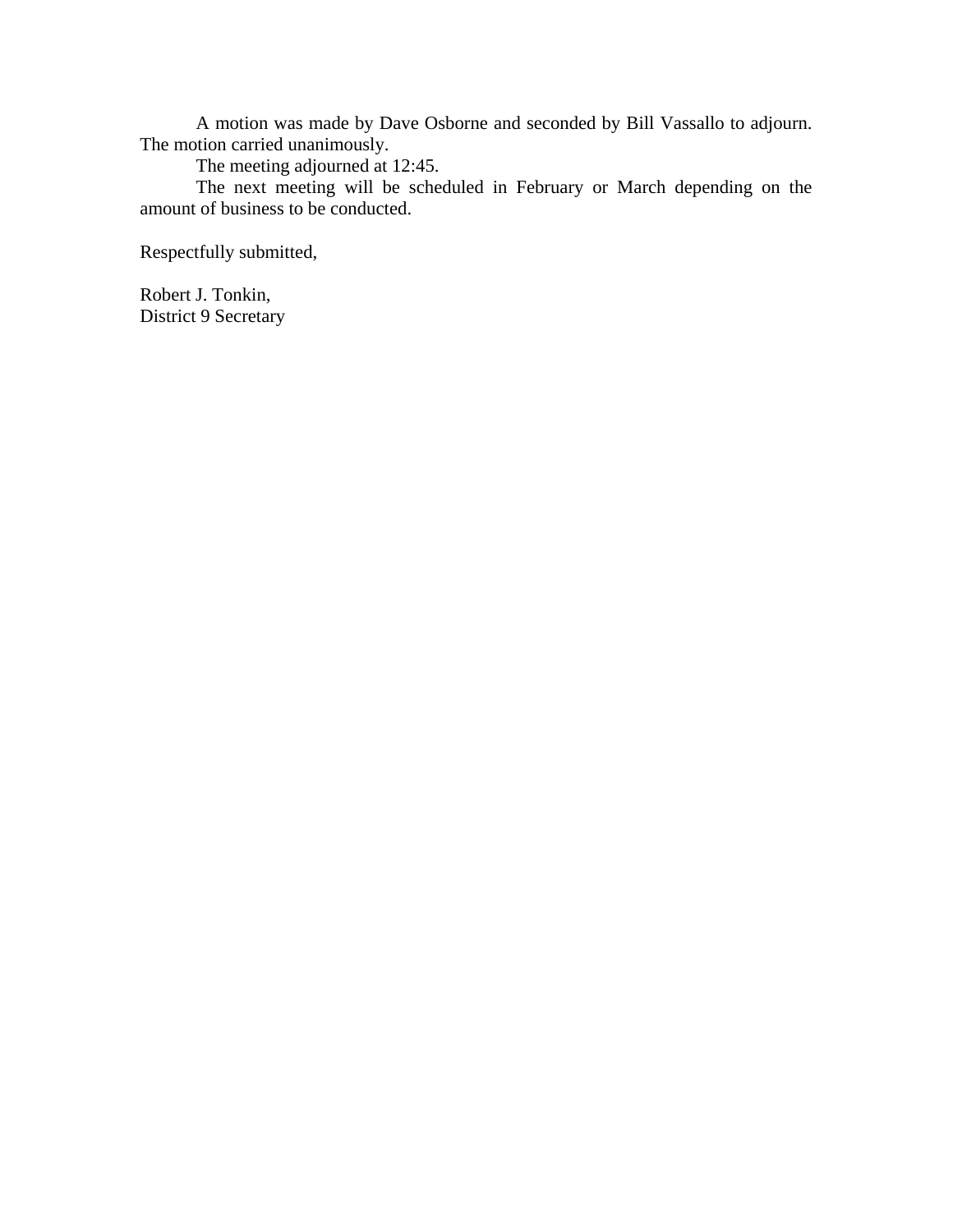A motion was made by Dave Osborne and seconded by Bill Vassallo to adjourn. The motion carried unanimously.

The meeting adjourned at 12:45.

The next meeting will be scheduled in February or March depending on the amount of business to be conducted.

Respectfully submitted,

Robert J. Tonkin,
District 9 Secretary